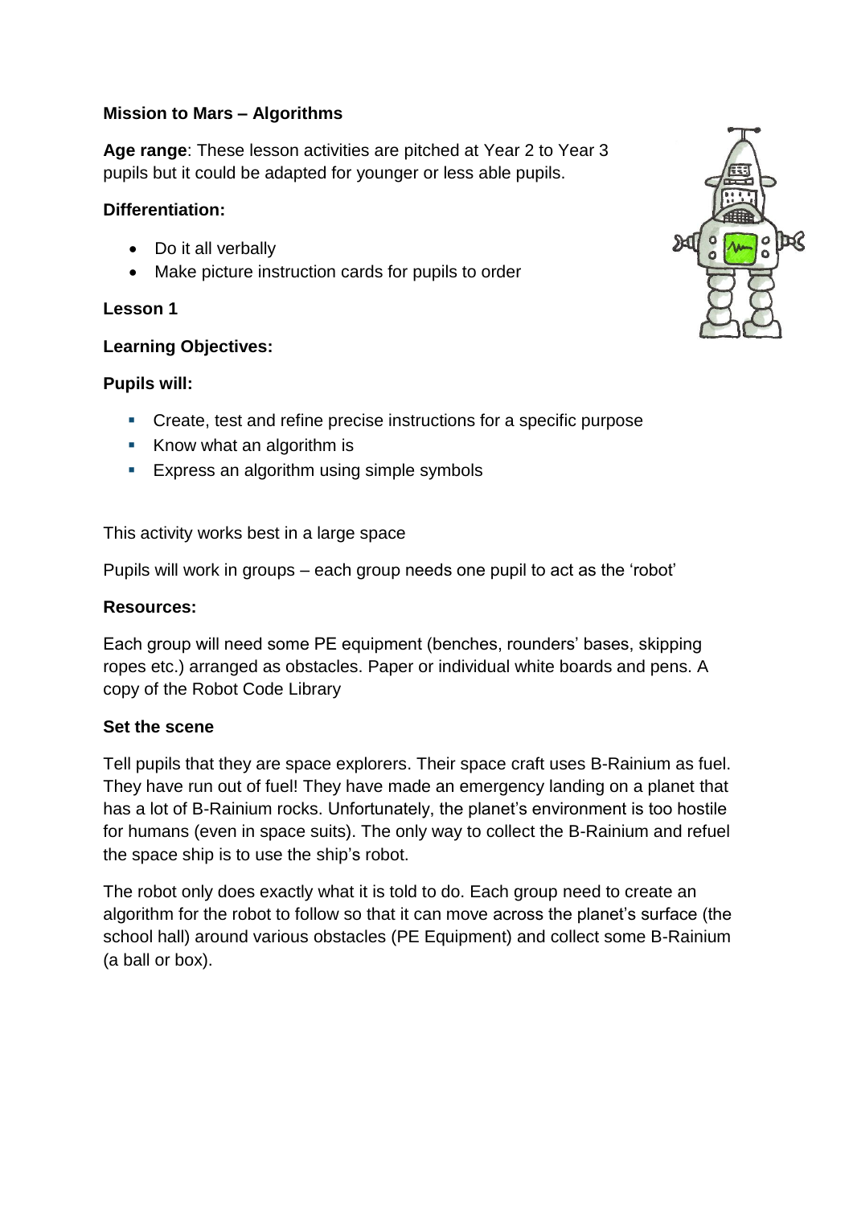**Mission to Mars – Algorithms**

**Age range**: These lesson activities are pitched at Year 2 to Year 3 pupils but it could be adapted for younger or less able pupils.

**Differentiation:**

- Do it all verbally
- Make picture instruction cards for pupils to order

**Lesson 1**

**Learning Objectives:**

**Pupils will:**

- Create, test and refine precise instructions for a specific purpose
- Know what an algorithm is
- Express an algorithm using simple symbols

This activity works best in a large space

Pupils will work in groups – each group needs one pupil to act as the 'robot'

**Resources:**

Each group will need some PE equipment (benches, rounders' bases, skipping ropes etc.) arranged as obstacles. Paper or individual white boards and pens. A copy of the Robot Code Library

**Set the scene**

Tell pupils that they are space explorers. Their space craft uses B-Rainium as fuel. They have run out of fuel! They have made an emergency landing on a planet that has a lot of B-Rainium rocks. Unfortunately, the planet's environment is too hostile for humans (even in space suits). The only way to collect the B-Rainium and refuel the space ship is to use the ship's robot.

The robot only does exactly what it is told to do. Each group need to create an algorithm for the robot to follow so that it can move across the planet's surface (the school hall) around various obstacles (PE Equipment) and collect some B-Rainium (a ball or box).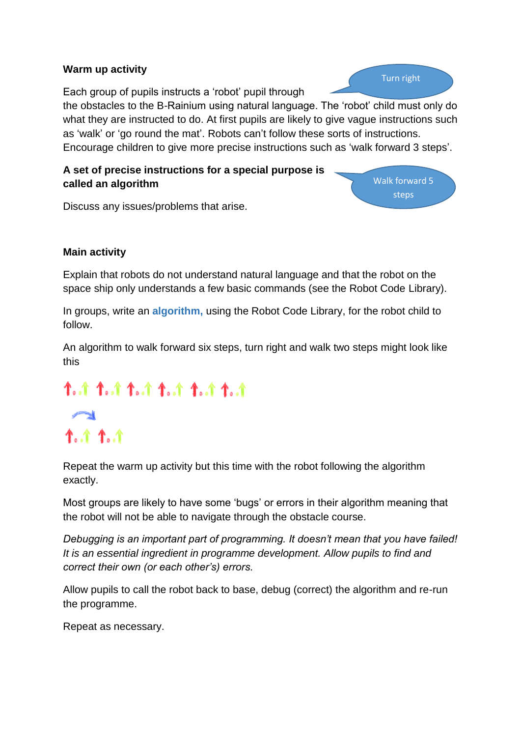**Warm up activity**

Turn right

Each group of pupils instructs a 'robot' pupil through the obstacles to the B-Rainium using natural language. The 'robot' child must only do what they are instructed to do. At first pupils are likely to give vague instructions such as 'walk' or 'go round the mat'. Robots can't follow these sorts of instructions. Encourage children to give more precise instructions such as 'walk forward 3 steps'.

**A set of precise instructions for a special purpose is called an algorithm**

Walk forward 5 steps

Discuss any issues/problems that arise.

**Main activity**

Explain that robots do not understand natural language and that the robot on the space ship only understands a few basic commands (see the Robot Code Library).

In groups, write an **algorithm,** using the Robot Code Library, for the robot child to follow.

An algorithm to walk forward six steps, turn right and walk two steps might look like this

Repeat the warm up activity but this time with the robot following the algorithm exactly.

Most groups are likely to have some 'bugs' or errors in their algorithm meaning that the robot will not be able to navigate through the obstacle course.

*Debugging is an important part of programming. It doesn't mean that you have failed! It is an essential ingredient in programme development. Allow pupils to find and correct their own (or each other's) errors.*

Allow pupils to call the robot back to base, debug (correct) the algorithm and re-run the programme.

Repeat as necessary.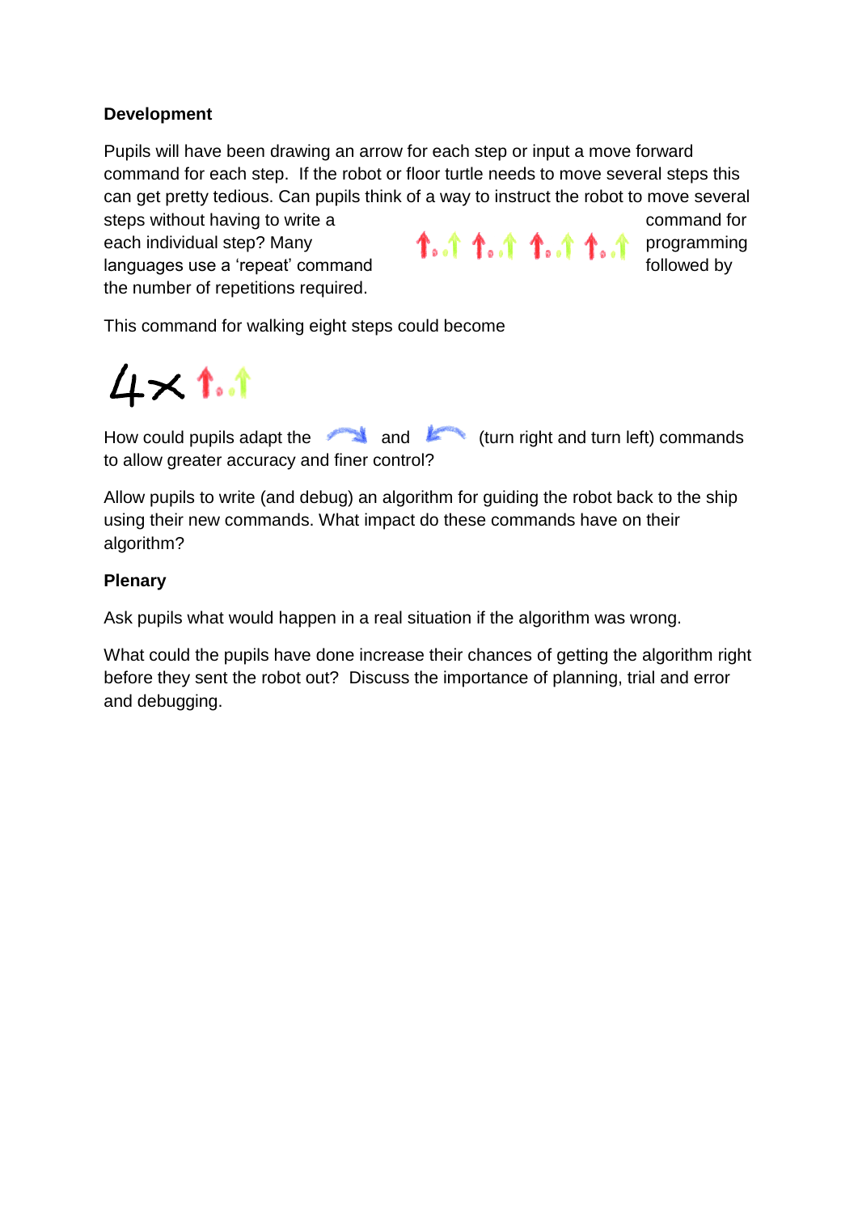**Development**

Pupils will have been drawing an arrow for each step or input a move forward command for each step. If the robot or floor turtle needs to move several steps this can get pretty tedious. Can pupils think of a way to instruct the robot to move several steps without having to write a command for each individual step? Many programming languages use a 'repeat' command followed by the number of repetitions required.

This command for walking eight steps could become

4×

How could pupils adapt the and (turn right and turn left) commands to allow greater accuracy and finer control?

Allow pupils to write (and debug) an algorithm for guiding the robot back to the ship using their new commands. What impact do these commands have on their algorithm?

**Plenary**

Ask pupils what would happen in a real situation if the algorithm was wrong.

What could the pupils have done increase their chances of getting the algorithm right before they sent the robot out? Discuss the importance of planning, trial and error and debugging.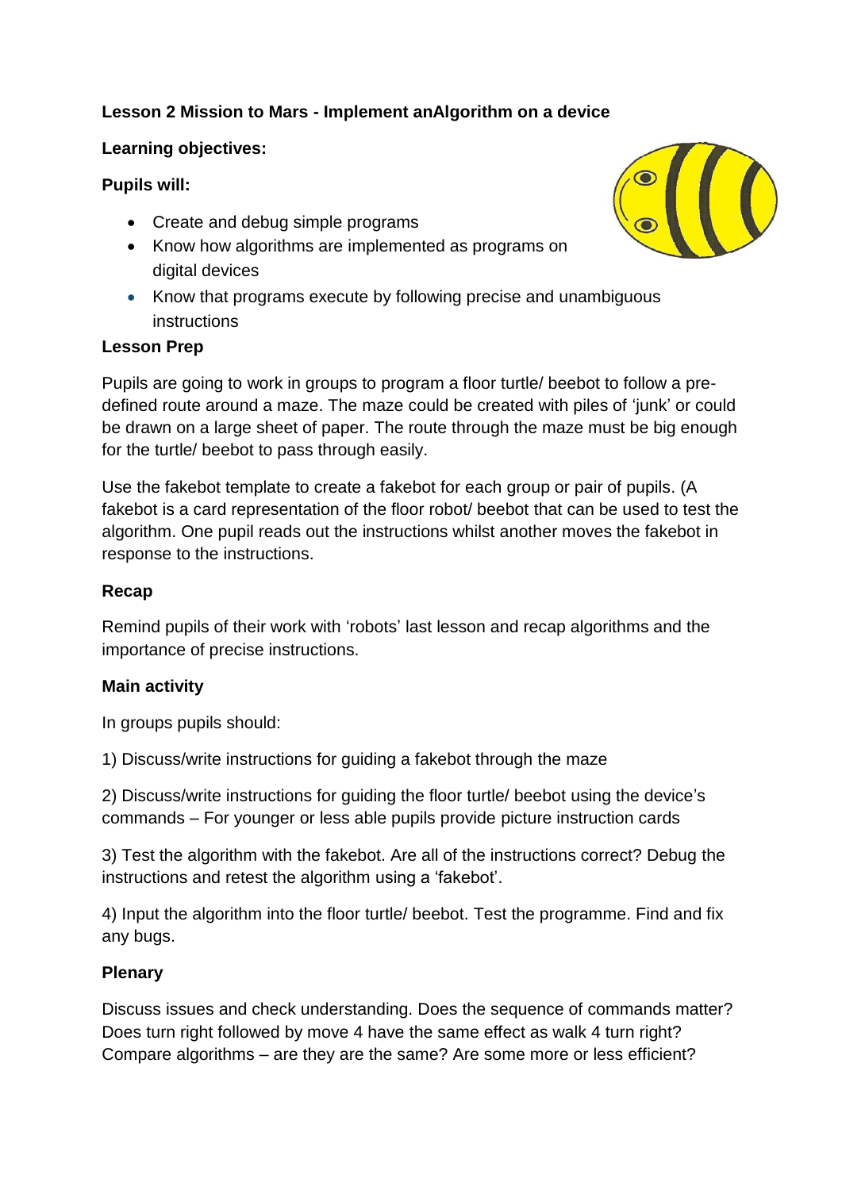**Lesson 2 Mission to Mars - Implement anAlgorithm on a device**

**Learning objectives:**

**Pupils will:**

- Create and debug simple programs
- Know how algorithms are implemented as programs on digital devices
- Know that programs execute by following precise and unambiguous instructions

**Lesson Prep**

Pupils are going to work in groups to program a floor turtle/ beebot to follow a pre-defined route around a maze. The maze could be created with piles of 'junk' or could be drawn on a large sheet of paper. The route through the maze must be big enough for the turtle/ beebot to pass through easily.

Use the fakebot template to create a fakebot for each group or pair of pupils. (A fakebot is a card representation of the floor robot/ beebot that can be used to test the algorithm. One pupil reads out the instructions whilst another moves the fakebot in response to the instructions.

**Recap**

Remind pupils of their work with 'robots' last lesson and recap algorithms and the importance of precise instructions.

**Main activity**

In groups pupils should:

1) Discuss/write instructions for guiding a fakebot through the maze

2) Discuss/write instructions for guiding the floor turtle/ beebot using the device's commands – For younger or less able pupils provide picture instruction cards

3) Test the algorithm with the fakebot. Are all of the instructions correct? Debug the instructions and retest the algorithm using a 'fakebot'.

4) Input the algorithm into the floor turtle/ beebot. Test the programme. Find and fix any bugs.

**Plenary**

Discuss issues and check understanding. Does the sequence of commands matter? Does turn right followed by move 4 have the same effect as walk 4 turn right? Compare algorithms – are they are the same? Are some more or less efficient?